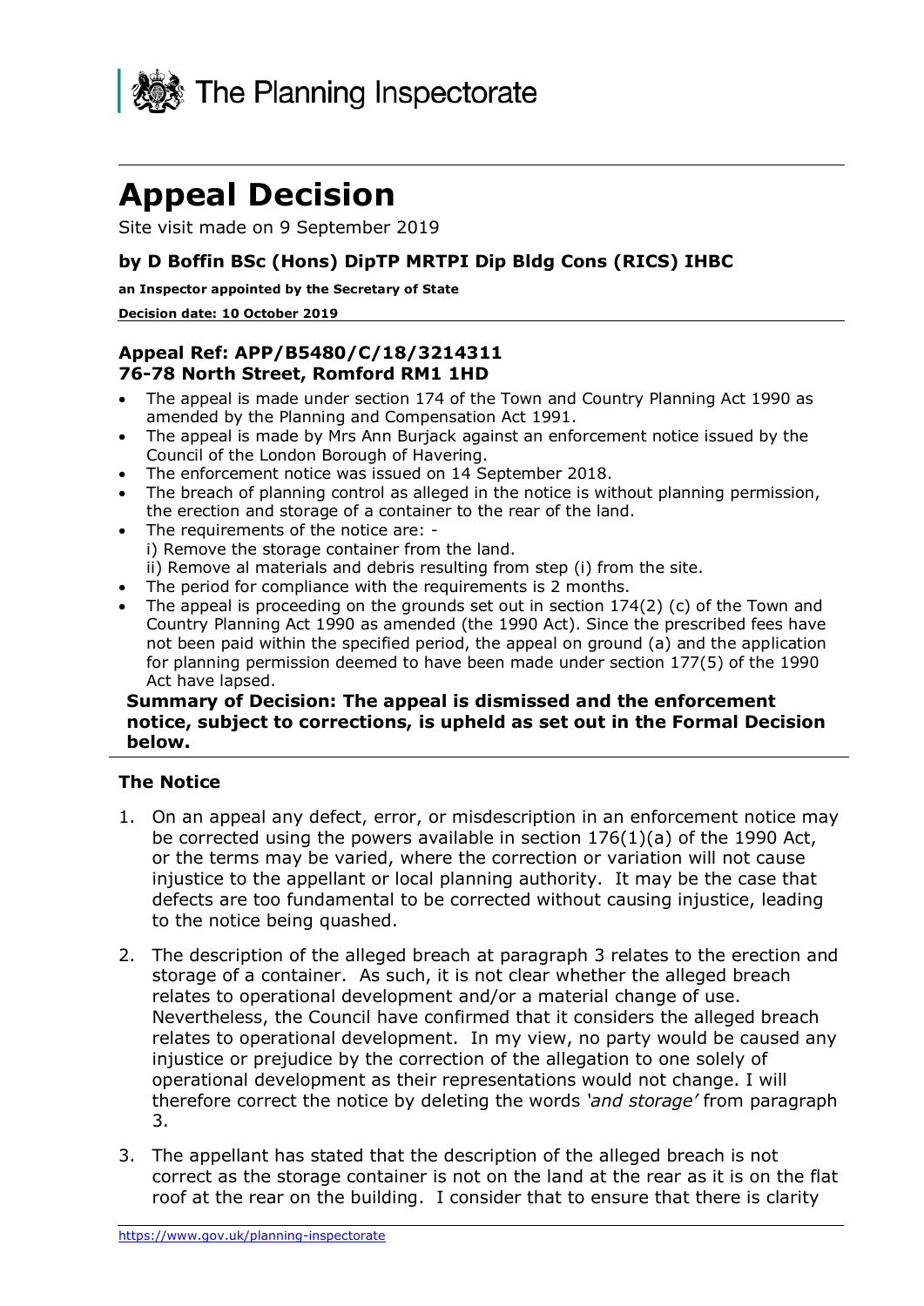The Planning Inspectorate

# Appeal Decision

Site visit made on 9 September 2019

### by D Boffin BSc (Hons) DipTP MRTPI Dip Bldg Cons (RICS) IHBC

**an Inspector appointed by the Secretary of State**

**Decision date: 10 October 2019**

### Appeal Ref: APP/B5480/C/18/3214311
### 76-78 North Street, Romford RM1 1HD

- The appeal is made under section 174 of the Town and Country Planning Act 1990 as amended by the Planning and Compensation Act 1991.
- The appeal is made by Mrs Ann Burjack against an enforcement notice issued by the Council of the London Borough of Havering.
- The enforcement notice was issued on 14 September 2018.
- The breach of planning control as alleged in the notice is without planning permission, the erection and storage of a container to the rear of the land.
- The requirements of the notice are: -
  i) Remove the storage container from the land.
  ii) Remove al materials and debris resulting from step (i) from the site.
- The period for compliance with the requirements is 2 months.
- The appeal is proceeding on the grounds set out in section 174(2) (c) of the Town and Country Planning Act 1990 as amended (the 1990 Act). Since the prescribed fees have not been paid within the specified period, the appeal on ground (a) and the application for planning permission deemed to have been made under section 177(5) of the 1990 Act have lapsed.

**Summary of Decision: The appeal is dismissed and the enforcement notice, subject to corrections, is upheld as set out in the Formal Decision below.**

## The Notice

1. On an appeal any defect, error, or misdescription in an enforcement notice may be corrected using the powers available in section 176(1)(a) of the 1990 Act, or the terms may be varied, where the correction or variation will not cause injustice to the appellant or local planning authority. It may be the case that defects are too fundamental to be corrected without causing injustice, leading to the notice being quashed.

2. The description of the alleged breach at paragraph 3 relates to the erection and storage of a container. As such, it is not clear whether the alleged breach relates to operational development and/or a material change of use. Nevertheless, the Council have confirmed that it considers the alleged breach relates to operational development. In my view, no party would be caused any injustice or prejudice by the correction of the allegation to one solely of operational development as their representations would not change. I will therefore correct the notice by deleting the words *'and storage'* from paragraph 3.

3. The appellant has stated that the description of the alleged breach is not correct as the storage container is not on the land at the rear as it is on the flat roof at the rear on the building. I consider that to ensure that there is clarity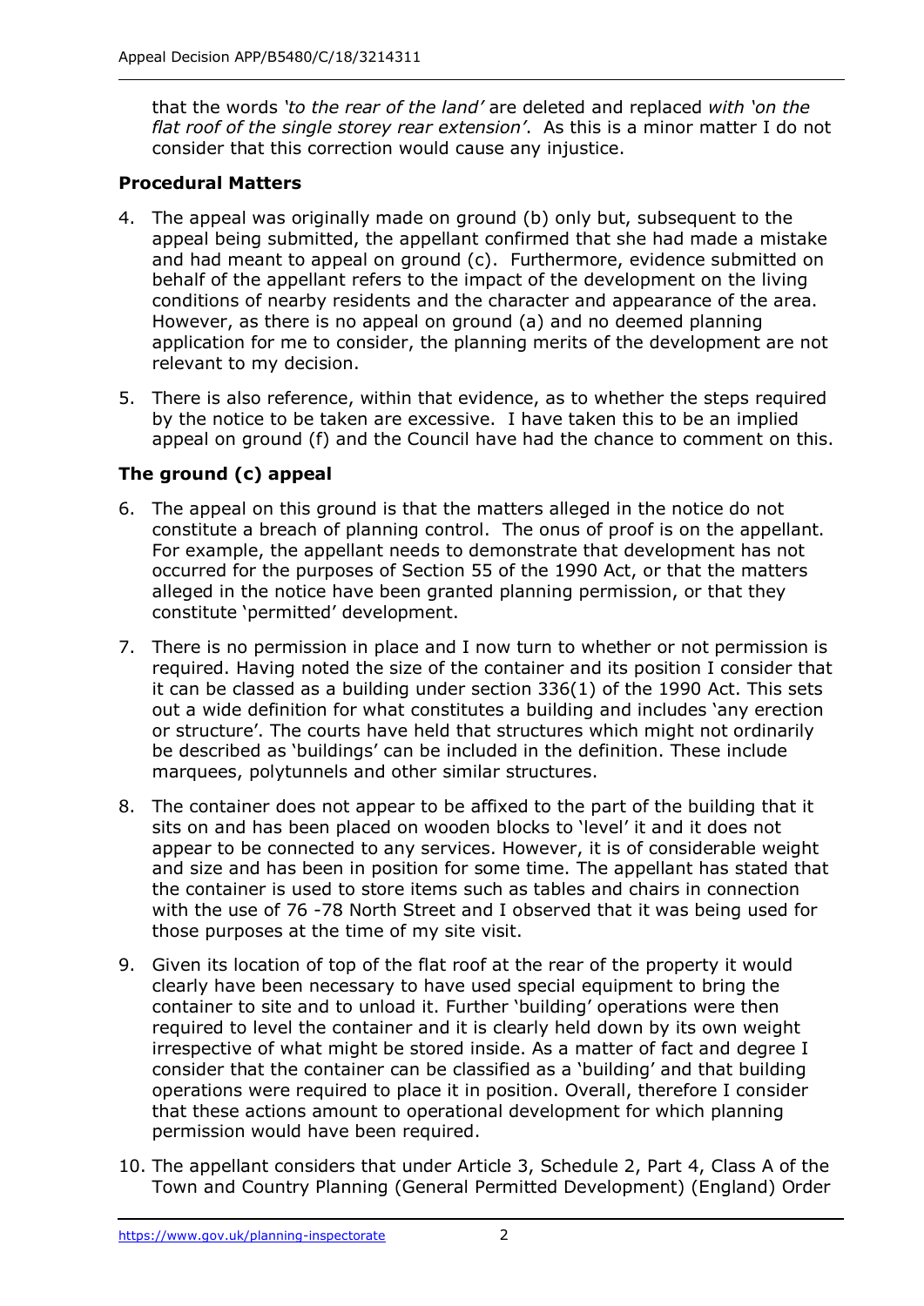that the words *'to the rear of the land'* are deleted and replaced *with 'on the flat roof of the single storey rear extension'*. As this is a minor matter I do not consider that this correction would cause any injustice.

**Procedural Matters**

4. The appeal was originally made on ground (b) only but, subsequent to the appeal being submitted, the appellant confirmed that she had made a mistake and had meant to appeal on ground (c). Furthermore, evidence submitted on behalf of the appellant refers to the impact of the development on the living conditions of nearby residents and the character and appearance of the area. However, as there is no appeal on ground (a) and no deemed planning application for me to consider, the planning merits of the development are not relevant to my decision.

5. There is also reference, within that evidence, as to whether the steps required by the notice to be taken are excessive. I have taken this to be an implied appeal on ground (f) and the Council have had the chance to comment on this.

**The ground (c) appeal**

6. The appeal on this ground is that the matters alleged in the notice do not constitute a breach of planning control. The onus of proof is on the appellant. For example, the appellant needs to demonstrate that development has not occurred for the purposes of Section 55 of the 1990 Act, or that the matters alleged in the notice have been granted planning permission, or that they constitute 'permitted' development.

7. There is no permission in place and I now turn to whether or not permission is required. Having noted the size of the container and its position I consider that it can be classed as a building under section 336(1) of the 1990 Act. This sets out a wide definition for what constitutes a building and includes 'any erection or structure'. The courts have held that structures which might not ordinarily be described as 'buildings' can be included in the definition. These include marquees, polytunnels and other similar structures.

8. The container does not appear to be affixed to the part of the building that it sits on and has been placed on wooden blocks to 'level' it and it does not appear to be connected to any services. However, it is of considerable weight and size and has been in position for some time. The appellant has stated that the container is used to store items such as tables and chairs in connection with the use of 76 -78 North Street and I observed that it was being used for those purposes at the time of my site visit.

9. Given its location of top of the flat roof at the rear of the property it would clearly have been necessary to have used special equipment to bring the container to site and to unload it. Further 'building' operations were then required to level the container and it is clearly held down by its own weight irrespective of what might be stored inside. As a matter of fact and degree I consider that the container can be classified as a 'building' and that building operations were required to place it in position. Overall, therefore I consider that these actions amount to operational development for which planning permission would have been required.

10. The appellant considers that under Article 3, Schedule 2, Part 4, Class A of the Town and Country Planning (General Permitted Development) (England) Order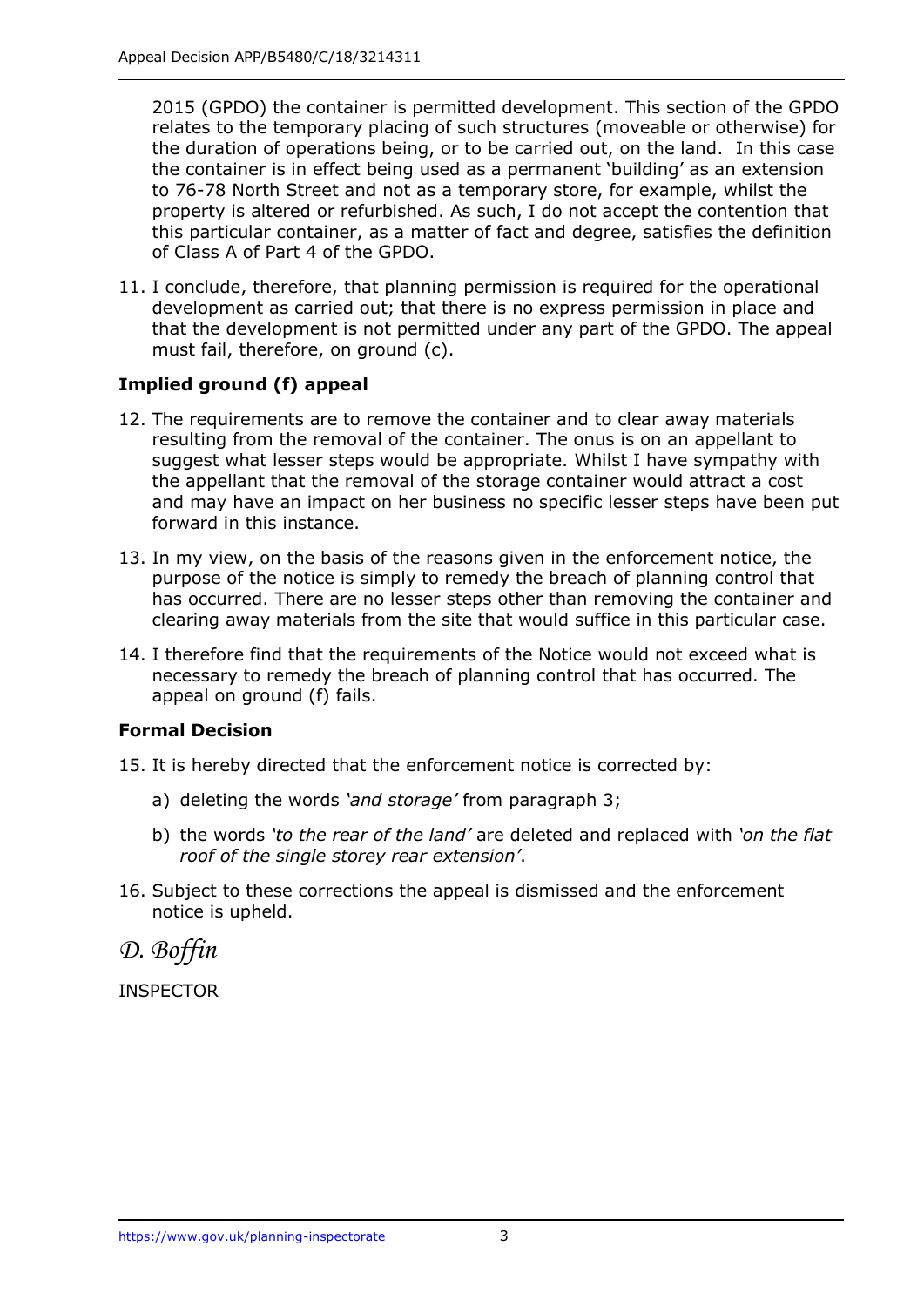2015 (GPDO) the container is permitted development. This section of the GPDO relates to the temporary placing of such structures (moveable or otherwise) for the duration of operations being, or to be carried out, on the land. In this case the container is in effect being used as a permanent 'building' as an extension to 76-78 North Street and not as a temporary store, for example, whilst the property is altered or refurbished. As such, I do not accept the contention that this particular container, as a matter of fact and degree, satisfies the definition of Class A of Part 4 of the GPDO.

11. I conclude, therefore, that planning permission is required for the operational development as carried out; that there is no express permission in place and that the development is not permitted under any part of the GPDO. The appeal must fail, therefore, on ground (c).

**Implied ground (f) appeal**

12. The requirements are to remove the container and to clear away materials resulting from the removal of the container. The onus is on an appellant to suggest what lesser steps would be appropriate. Whilst I have sympathy with the appellant that the removal of the storage container would attract a cost and may have an impact on her business no specific lesser steps have been put forward in this instance.

13. In my view, on the basis of the reasons given in the enforcement notice, the purpose of the notice is simply to remedy the breach of planning control that has occurred. There are no lesser steps other than removing the container and clearing away materials from the site that would suffice in this particular case.

14. I therefore find that the requirements of the Notice would not exceed what is necessary to remedy the breach of planning control that has occurred. The appeal on ground (f) fails.

**Formal Decision**

15. It is hereby directed that the enforcement notice is corrected by:

    a) deleting the words *'and storage'* from paragraph 3;

    b) the words *'to the rear of the land'* are deleted and replaced with *'on the flat roof of the single storey rear extension'*.

16. Subject to these corrections the appeal is dismissed and the enforcement notice is upheld.

*D. Boffin*

INSPECTOR